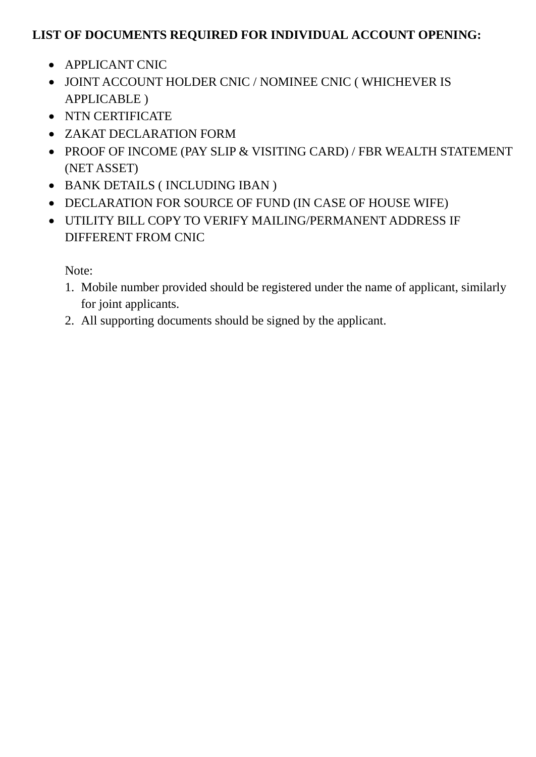**LIST OF DOCUMENTS REQUIRED FOR INDIVIDUAL ACCOUNT OPENING:**

- APPLICANT CNIC
- JOINT ACCOUNT HOLDER CNIC / NOMINEE CNIC ( WHICHEVER IS APPLICABLE )
- NTN CERTIFICATE
- ZAKAT DECLARATION FORM
- PROOF OF INCOME (PAY SLIP & VISITING CARD) / FBR WEALTH STATEMENT (NET ASSET)
- BANK DETAILS ( INCLUDING IBAN )
- DECLARATION FOR SOURCE OF FUND (IN CASE OF HOUSE WIFE)
- UTILITY BILL COPY TO VERIFY MAILING/PERMANENT ADDRESS IF DIFFERENT FROM CNIC

Note:

1. Mobile number provided should be registered under the name of applicant, similarly for joint applicants.
2. All supporting documents should be signed by the applicant.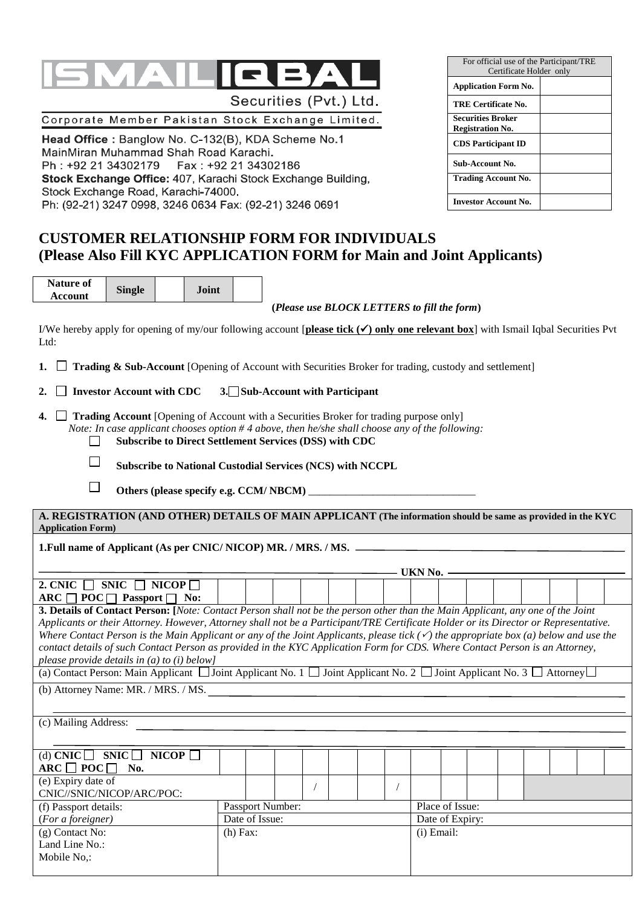# ISMAIL IQBAL Securities (Pvt.) Ltd.

Corporate Member Pakistan Stock Exchange Limited.

**Head Office :** Banglow No. C-132(B), KDA Scheme No.1 MainMiran Muhammad Shah Road Karachi.
Ph : +92 21 34302179 Fax : +92 21 34302186
**Stock Exchange Office:** 407, Karachi Stock Exchange Building, Stock Exchange Road, Karachi-74000.
Ph: (92-21) 3247 0998, 3246 0634 Fax: (92-21) 3246 0691

| For official use of the Participant/TRE Certificate Holder only | |
|---|---|
| **Application Form No.** | |
| **TRE Certificate No.** | |
| **Securities Broker Registration No.** | |
| **CDS Participant ID** | |
| **Sub-Account No.** | |
| **Trading Account No.** | |
| **Investor Account No.** | |

# CUSTOMER RELATIONSHIP FORM FOR INDIVIDUALS (Please Also Fill KYC APPLICATION FORM for Main and Joint Applicants)

| **Nature of Account** | **Single** | | **Joint** | |
|---|---|---|---|---|

**(*Please use BLOCK LETTERS to fill the form*)**

I/We hereby apply for opening of my/our following account [**please tick (✓) only one relevant box**] with Ismail Iqbal Securities Pvt Ltd:

**1.** ☐ **Trading & Sub-Account** [Opening of Account with Securities Broker for trading, custody and settlement]

**2.** ☐ **Investor Account with CDC** **3.** ☐ **Sub-Account with Participant**

**4.** ☐ **Trading Account** [Opening of Account with a Securities Broker for trading purpose only]
*Note: In case applicant chooses option # 4 above, then he/she shall choose any of the following:*

☐ **Subscribe to Direct Settlement Services (DSS) with CDC**

☐ **Subscribe to National Custodial Services (NCS) with NCCPL**

☐ **Others (please specify e.g. CCM/ NBCM)** _______________________________

| **A. REGISTRATION (AND OTHER) DETAILS OF MAIN APPLICANT** (The information should be same as provided in the KYC Application Form) | | | |
|---|---|---|---|
| **1.Full name of Applicant (As per CNIC/ NICOP) MR. / MRS. / MS.** ______________________ **UKN No.** ______________ | | | |
| **2. CNIC** ☐ **SNIC** ☐ **NICOP** ☐ **ARC** ☐ **POC** ☐ **Passport** ☐ **No:** | | | |
| **3. Details of Contact Person: [***Note: Contact Person shall not be the person other than the Main Applicant, any one of the Joint Applicants or their Attorney. However, Attorney shall not be a Participant/TRE Certificate Holder or its Director or Representative. Where Contact Person is the Main Applicant or any of the Joint Applicants, please tick (✓) the appropriate box (a) below and use the contact details of such Contact Person as provided in the KYC Application Form for CDS. Where Contact Person is an Attorney, please provide details in (a) to (i) below]* | | | |
| (a) Contact Person: Main Applicant ☐ Joint Applicant No. 1 ☐ Joint Applicant No. 2 ☐ Joint Applicant No. 3 ☐ Attorney ☐ | | | |
| (b) Attorney Name: MR. / MRS. / MS. | | | |
| (c) Mailing Address: | | | |
| (d) **CNIC** ☐ **SNIC** ☐ **NICOP** ☐ **ARC** ☐ **POC** ☐ **No.** | | | |
| (e) Expiry date of CNIC//SNIC/NICOP/ARC/POC: | / / | | |
| (f) Passport details: (*For a foreigner*) | Passport Number: | Place of Issue: | |
| | Date of Issue: | Date of Expiry: | |
| (g) Contact No: Land Line No.: Mobile No,: | (h) Fax: | (i) Email: | |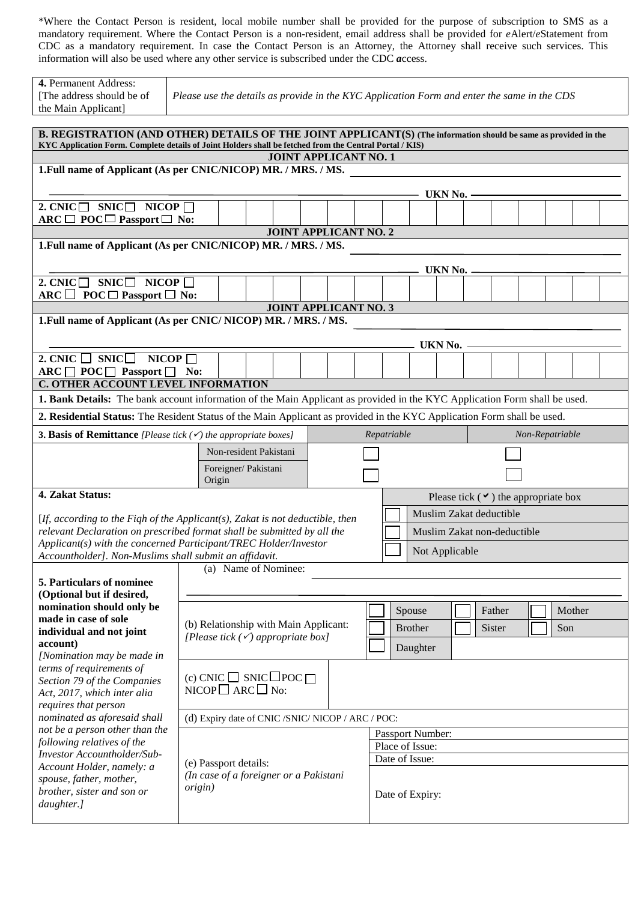*Where the Contact Person is resident, local mobile number shall be provided for the purpose of subscription to SMS as a mandatory requirement. Where the Contact Person is a non-resident, email address shall be provided for *e*Alert/*e*Statement from CDC as a mandatory requirement. In case the Contact Person is an Attorney, the Attorney shall receive such services. This information will also be used where any other service is subscribed under the CDC ***a***ccess.

| **4.** Permanent Address: [The address should be of the Main Applicant] | *Please use the details as provide in the KYC Application Form and enter the same in the CDS* |
|---|---|

## B. REGISTRATION (AND OTHER) DETAILS OF THE JOINT APPLICANT(S) (The information should be same as provided in the KYC Application Form. Complete details of Joint Holders shall be fetched from the Central Portal / KIS)

### JOINT APPLICANT NO. 1

**1.Full name of Applicant (As per CNIC/NICOP) MR. / MRS. / MS.** ______________________________

______________________________ **UKN No.** ______________________________

**2. CNIC ☐ SNIC ☐ NICOP ☐ ARC ☐ POC ☐ Passport ☐ No:** | | | | | | | | | | | | | | | |

### JOINT APPLICANT NO. 2

**1.Full name of Applicant (As per CNIC/NICOP) MR. / MRS. / MS.** ______________________________

______________________________ **UKN No.** ______________________________

**2. CNIC ☐ SNIC ☐ NICOP ☐ ARC ☐ POC ☐ Passport ☐ No:** | | | | | | | | | | | | | | | |

### JOINT APPLICANT NO. 3

**1.Full name of Applicant (As per CNIC/ NICOP) MR. / MRS. / MS.** ______________________________

______________________________ **UKN No.** ______________________________

**2. CNIC ☐ SNIC ☐ NICOP ☐ ARC ☐ POC ☐ Passport ☐ No:** | | | | | | | | | | | | | | | |

## C. OTHER ACCOUNT LEVEL INFORMATION

**1. Bank Details:** The bank account information of the Main Applicant as provided in the KYC Application Form shall be used.

**2. Residential Status:** The Resident Status of the Main Applicant as provided in the KYC Application Form shall be used.

| **3. Basis of Remittance** *[Please tick (✓) the appropriate boxes]* | | *Repatriable* | *Non-Repatriable* |
|---|---|---|---|
| | Non-resident Pakistani | ☐ | ☐ |
| | Foreigner/ Pakistani Origin | ☐ | ☐ |

| **4. Zakat Status:** [*If, according to the Fiqh of the Applicant(s), Zakat is not deductible, then relevant Declaration on prescribed format shall be submitted by all the Applicant(s) with the concerned Participant/TREC Holder/Investor Accountholder]. Non-Muslims shall submit an affidavit.* | Please tick (✓) the appropriate box |
|---|---|
| | ☐ Muslim Zakat deductible |
| | ☐ Muslim Zakat non-deductible |
| | ☐ Not Applicable |

| **5. Particulars of nominee (Optional but if desired, nomination should only be made in case of sole individual and not joint account)** *[Nomination may be made in terms of requirements of Section 79 of the Companies Act, 2017, which inter alia requires that person nominated as aforesaid shall not be a person other than the following relatives of the Investor Accountholder/Sub-Account Holder, namely: a spouse, father, mother, brother, sister and son or daughter.]* | | |
|---|---|---|
| | (a) Name of Nominee: ______________________________ | |
| | (b) Relationship with Main Applicant: *[Please tick (✓) appropriate box]* | ☐ Spouse ☐ Father ☐ Mother ☐ Brother ☐ Sister ☐ Son ☐ Daughter |
| | (c) CNIC ☐ SNIC ☐ POC ☐ NICOP ☐ ARC ☐ No: | |
| | (d) Expiry date of CNIC /SNIC/ NICOP / ARC / POC: | |
| | (e) Passport details: *(In case of a foreigner or a Pakistani origin)* | Passport Number: |
| | | Place of Issue: |
| | | Date of Issue: |
| | | Date of Expiry: |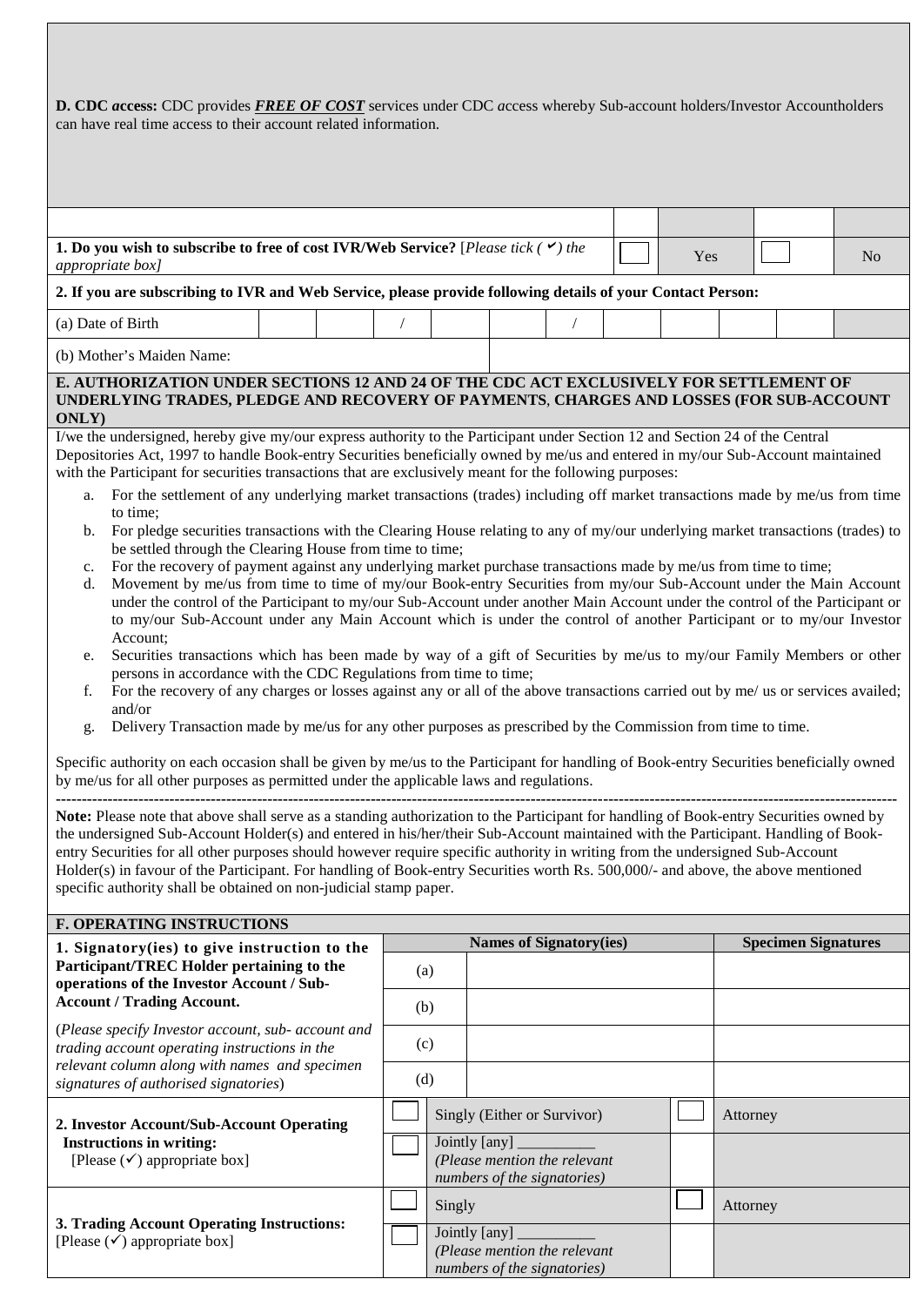**D. CDC *access*:** CDC provides ***FREE OF COST*** services under CDC *a*ccess whereby Sub-account holders/Investor Accountholders can have real time access to their account related information.

| | | | | |
|---|---|---|---|---|
| **1. Do you wish to subscribe to free of cost IVR/Web Service?** [*Please tick (✓) the appropriate box]* | ☐ | Yes | ☐ | No |

**2. If you are subscribing to IVR and Web Service, please provide following details of your Contact Person:**

| | | | | | | | | | | | |
|---|---|---|---|---|---|---|---|---|---|---|---|
| (a) Date of Birth | | | / | | | / | | | | | |

| | |
|---|---|
| (b) Mother's Maiden Name: | |

**E. AUTHORIZATION UNDER SECTIONS 12 AND 24 OF THE CDC ACT EXCLUSIVELY FOR SETTLEMENT OF UNDERLYING TRADES, PLEDGE AND RECOVERY OF PAYMENTS, CHARGES AND LOSSES (FOR SUB-ACCOUNT ONLY)**

I/we the undersigned, hereby give my/our express authority to the Participant under Section 12 and Section 24 of the Central Depositories Act, 1997 to handle Book-entry Securities beneficially owned by me/us and entered in my/our Sub-Account maintained with the Participant for securities transactions that are exclusively meant for the following purposes:

a. For the settlement of any underlying market transactions (trades) including off market transactions made by me/us from time to time;
b. For pledge securities transactions with the Clearing House relating to any of my/our underlying market transactions (trades) to be settled through the Clearing House from time to time;
c. For the recovery of payment against any underlying market purchase transactions made by me/us from time to time;
d. Movement by me/us from time to time of my/our Book-entry Securities from my/our Sub-Account under the Main Account under the control of the Participant to my/our Sub-Account under another Main Account under the control of the Participant or to my/our Sub-Account under any Main Account which is under the control of another Participant or to my/our Investor Account;
e. Securities transactions which has been made by way of a gift of Securities by me/us to my/our Family Members or other persons in accordance with the CDC Regulations from time to time;
f. For the recovery of any charges or losses against any or all of the above transactions carried out by me/ us or services availed; and/or
g. Delivery Transaction made by me/us for any other purposes as prescribed by the Commission from time to time.

Specific authority on each occasion shall be given by me/us to the Participant for handling of Book-entry Securities beneficially owned by me/us for all other purposes as permitted under the applicable laws and regulations.

---

**Note:** Please note that above shall serve as a standing authorization to the Participant for handling of Book-entry Securities owned by the undersigned Sub-Account Holder(s) and entered in his/her/their Sub-Account maintained with the Participant. Handling of Book-entry Securities for all other purposes should however require specific authority in writing from the undersigned Sub-Account Holder(s) in favour of the Participant. For handling of Book-entry Securities worth Rs. 500,000/- and above, the above mentioned specific authority shall be obtained on non-judicial stamp paper.

**F. OPERATING INSTRUCTIONS**

| **1. Signatory(ies) to give instruction to the Participant/TREC Holder pertaining to the operations of the Investor Account / Sub-Account / Trading Account.** (*Please specify Investor account, sub- account and trading account operating instructions in the relevant column along with names and specimen signatures of authorised signatories*) | | **Names of Signatory(ies)** | **Specimen Signatures** |
|---|---|---|---|
| | (a) | | |
| | (b) | | |
| | (c) | | |
| | (d) | | |

| | | | | |
|---|---|---|---|---|
| **2. Investor Account/Sub-Account Operating Instructions in writing:** [Please (✓) appropriate box] | ☐ | Singly (Either or Survivor) | ☐ | Attorney |
| | ☐ | Jointly [any] __________ *(Please mention the relevant numbers of the signatories)* | | |
| **3. Trading Account Operating Instructions:** [Please (✓) appropriate box] | ☐ | Singly | ☐ | Attorney |
| | ☐ | Jointly [any] __________ *(Please mention the relevant numbers of the signatories)* | | |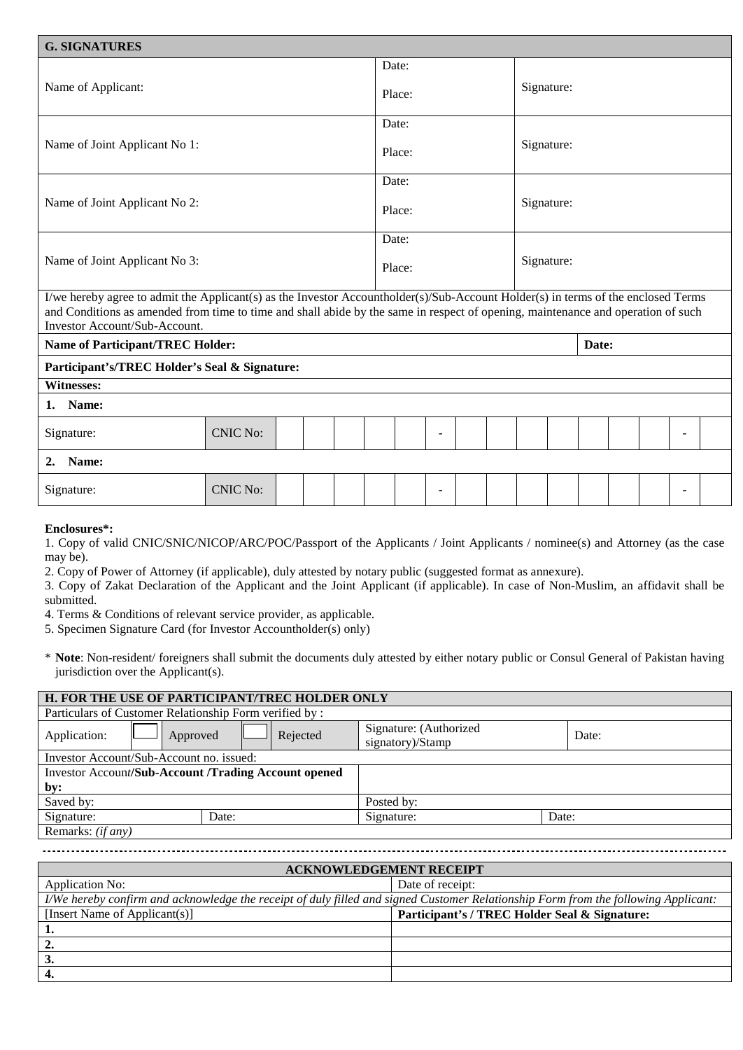## G. SIGNATURES

| Name | Date / Place | Signature |
|---|---|---|
| Name of Applicant: | Date: <br> Place: | Signature: |
| Name of Joint Applicant No 1: | Date: <br> Place: | Signature: |
| Name of Joint Applicant No 2: | Date: <br> Place: | Signature: |
| Name of Joint Applicant No 3: | Date: <br> Place: | Signature: |

I/we hereby agree to admit the Applicant(s) as the Investor Accountholder(s)/Sub-Account Holder(s) in terms of the enclosed Terms and Conditions as amended from time to time and shall abide by the same in respect of opening, maintenance and operation of such Investor Account/Sub-Account.

| **Name of Participant/TREC Holder:** | **Date:** |
|---|---|

**Participant's/TREC Holder's Seal & Signature:**

**Witnesses:**

**1. Name:**

| Signature: | CNIC No: | | | | | | - | | | | | | | | - | |
|---|---|---|---|---|---|---|---|---|---|---|---|---|---|---|---|---|

**2. Name:**

| Signature: | CNIC No: | | | | | | - | | | | | | | | - | |
|---|---|---|---|---|---|---|---|---|---|---|---|---|---|---|---|---|

**Enclosures*:**

1. Copy of valid CNIC/SNIC/NICOP/ARC/POC/Passport of the Applicants / Joint Applicants / nominee(s) and Attorney (as the case may be).
2. Copy of Power of Attorney (if applicable), duly attested by notary public (suggested format as annexure).
3. Copy of Zakat Declaration of the Applicant and the Joint Applicant (if applicable). In case of Non-Muslim, an affidavit shall be submitted.
4. Terms & Conditions of relevant service provider, as applicable.
5. Specimen Signature Card (for Investor Accountholder(s) only)

* **Note**: Non-resident/ foreigners shall submit the documents duly attested by either notary public or Consul General of Pakistan having jurisdiction over the Applicant(s).

## H. FOR THE USE OF PARTICIPANT/TREC HOLDER ONLY

| Particulars of Customer Relationship Form verified by : | | | |
|---|---|---|---|
| Application: ☐ Approved ☐ Rejected | | Signature: (Authorized signatory)/Stamp | Date: |
| Investor Account/Sub-Account no. issued: | | | |
| Investor Account/**Sub-Account /Trading Account opened by:** | | | |
| Saved by: | | Posted by: | |
| Signature: | Date: | Signature: | Date: |
| Remarks: *(if any)* | | | |

---

## ACKNOWLEDGEMENT RECEIPT

| Application No: | Date of receipt: |
|---|---|
| *I/We hereby confirm and acknowledge the receipt of duly filled and signed Customer Relationship Form from the following Applicant:* | |
| [Insert Name of Applicant(s)] | **Participant's / TREC Holder Seal & Signature:** |
| **1.** | |
| **2.** | |
| **3.** | |
| **4.** | |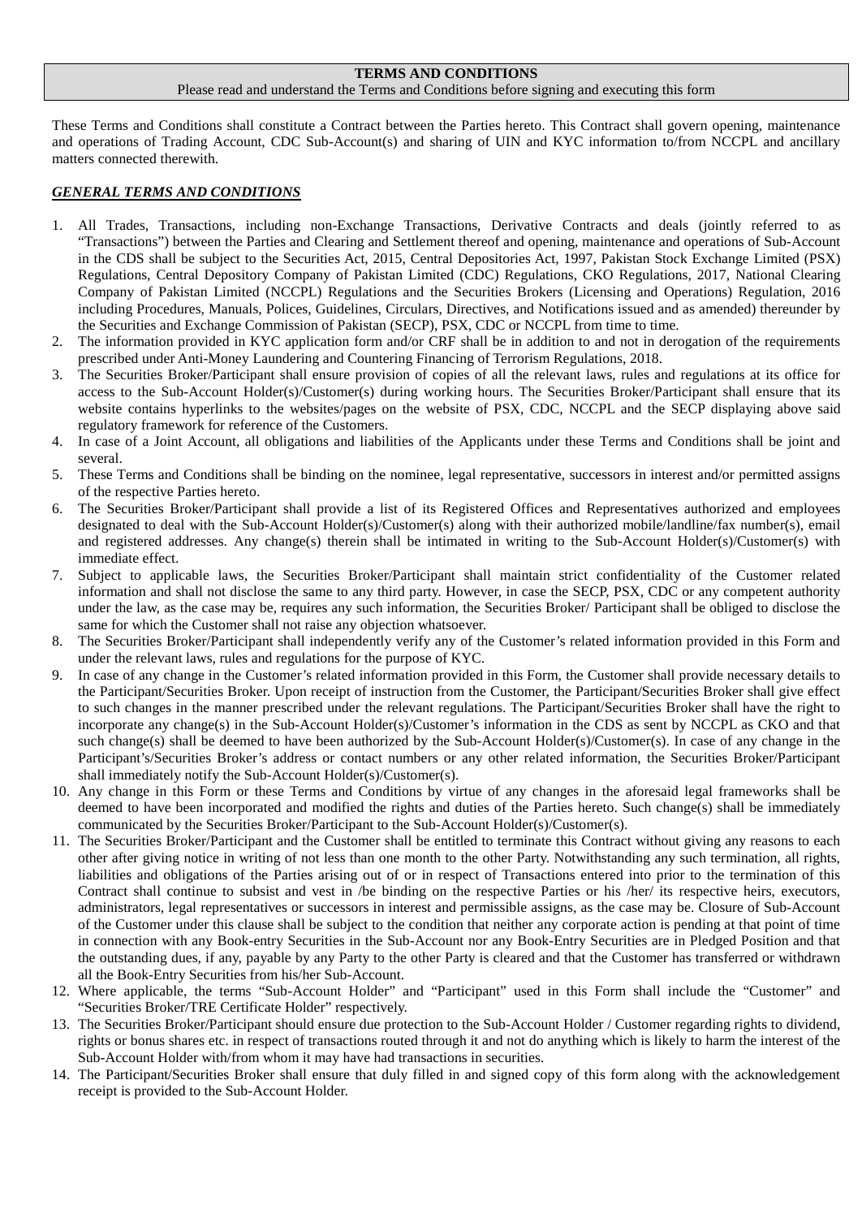**TERMS AND CONDITIONS**

Please read and understand the Terms and Conditions before signing and executing this form

These Terms and Conditions shall constitute a Contract between the Parties hereto. This Contract shall govern opening, maintenance and operations of Trading Account, CDC Sub-Account(s) and sharing of UIN and KYC information to/from NCCPL and ancillary matters connected therewith.

***GENERAL TERMS AND CONDITIONS***

1. All Trades, Transactions, including non-Exchange Transactions, Derivative Contracts and deals (jointly referred to as "Transactions") between the Parties and Clearing and Settlement thereof and opening, maintenance and operations of Sub-Account in the CDS shall be subject to the Securities Act, 2015, Central Depositories Act, 1997, Pakistan Stock Exchange Limited (PSX) Regulations, Central Depository Company of Pakistan Limited (CDC) Regulations, CKO Regulations, 2017, National Clearing Company of Pakistan Limited (NCCPL) Regulations and the Securities Brokers (Licensing and Operations) Regulation, 2016 including Procedures, Manuals, Polices, Guidelines, Circulars, Directives, and Notifications issued and as amended) thereunder by the Securities and Exchange Commission of Pakistan (SECP), PSX, CDC or NCCPL from time to time.
2. The information provided in KYC application form and/or CRF shall be in addition to and not in derogation of the requirements prescribed under Anti-Money Laundering and Countering Financing of Terrorism Regulations, 2018.
3. The Securities Broker/Participant shall ensure provision of copies of all the relevant laws, rules and regulations at its office for access to the Sub-Account Holder(s)/Customer(s) during working hours. The Securities Broker/Participant shall ensure that its website contains hyperlinks to the websites/pages on the website of PSX, CDC, NCCPL and the SECP displaying above said regulatory framework for reference of the Customers.
4. In case of a Joint Account, all obligations and liabilities of the Applicants under these Terms and Conditions shall be joint and several.
5. These Terms and Conditions shall be binding on the nominee, legal representative, successors in interest and/or permitted assigns of the respective Parties hereto.
6. The Securities Broker/Participant shall provide a list of its Registered Offices and Representatives authorized and employees designated to deal with the Sub-Account Holder(s)/Customer(s) along with their authorized mobile/landline/fax number(s), email and registered addresses. Any change(s) therein shall be intimated in writing to the Sub-Account Holder(s)/Customer(s) with immediate effect.
7. Subject to applicable laws, the Securities Broker/Participant shall maintain strict confidentiality of the Customer related information and shall not disclose the same to any third party. However, in case the SECP, PSX, CDC or any competent authority under the law, as the case may be, requires any such information, the Securities Broker/ Participant shall be obliged to disclose the same for which the Customer shall not raise any objection whatsoever.
8. The Securities Broker/Participant shall independently verify any of the Customer's related information provided in this Form and under the relevant laws, rules and regulations for the purpose of KYC.
9. In case of any change in the Customer's related information provided in this Form, the Customer shall provide necessary details to the Participant/Securities Broker. Upon receipt of instruction from the Customer, the Participant/Securities Broker shall give effect to such changes in the manner prescribed under the relevant regulations. The Participant/Securities Broker shall have the right to incorporate any change(s) in the Sub-Account Holder(s)/Customer's information in the CDS as sent by NCCPL as CKO and that such change(s) shall be deemed to have been authorized by the Sub-Account Holder(s)/Customer(s). In case of any change in the Participant's/Securities Broker's address or contact numbers or any other related information, the Securities Broker/Participant shall immediately notify the Sub-Account Holder(s)/Customer(s).
10. Any change in this Form or these Terms and Conditions by virtue of any changes in the aforesaid legal frameworks shall be deemed to have been incorporated and modified the rights and duties of the Parties hereto. Such change(s) shall be immediately communicated by the Securities Broker/Participant to the Sub-Account Holder(s)/Customer(s).
11. The Securities Broker/Participant and the Customer shall be entitled to terminate this Contract without giving any reasons to each other after giving notice in writing of not less than one month to the other Party. Notwithstanding any such termination, all rights, liabilities and obligations of the Parties arising out of or in respect of Transactions entered into prior to the termination of this Contract shall continue to subsist and vest in /be binding on the respective Parties or his /her/ its respective heirs, executors, administrators, legal representatives or successors in interest and permissible assigns, as the case may be. Closure of Sub-Account of the Customer under this clause shall be subject to the condition that neither any corporate action is pending at that point of time in connection with any Book-entry Securities in the Sub-Account nor any Book-Entry Securities are in Pledged Position and that the outstanding dues, if any, payable by any Party to the other Party is cleared and that the Customer has transferred or withdrawn all the Book-Entry Securities from his/her Sub-Account.
12. Where applicable, the terms "Sub-Account Holder" and "Participant" used in this Form shall include the "Customer" and "Securities Broker/TRE Certificate Holder" respectively.
13. The Securities Broker/Participant should ensure due protection to the Sub-Account Holder / Customer regarding rights to dividend, rights or bonus shares etc. in respect of transactions routed through it and not do anything which is likely to harm the interest of the Sub-Account Holder with/from whom it may have had transactions in securities.
14. The Participant/Securities Broker shall ensure that duly filled in and signed copy of this form along with the acknowledgement receipt is provided to the Sub-Account Holder.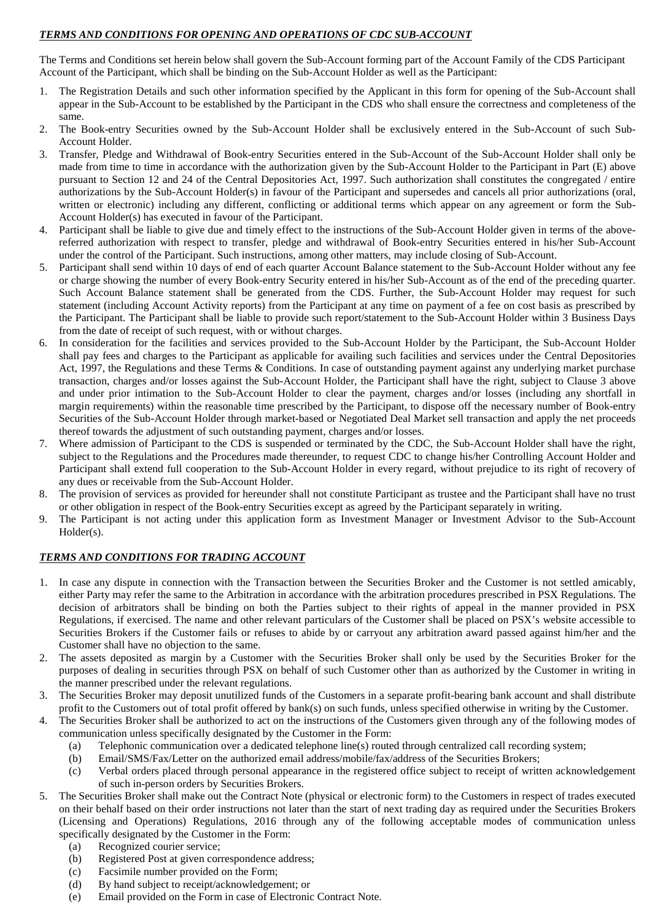## ***TERMS AND CONDITIONS FOR OPENING AND OPERATIONS OF CDC SUB-ACCOUNT***

The Terms and Conditions set herein below shall govern the Sub-Account forming part of the Account Family of the CDS Participant Account of the Participant, which shall be binding on the Sub-Account Holder as well as the Participant:

1. The Registration Details and such other information specified by the Applicant in this form for opening of the Sub-Account shall appear in the Sub-Account to be established by the Participant in the CDS who shall ensure the correctness and completeness of the same.
2. The Book-entry Securities owned by the Sub-Account Holder shall be exclusively entered in the Sub-Account of such Sub-Account Holder.
3. Transfer, Pledge and Withdrawal of Book-entry Securities entered in the Sub-Account of the Sub-Account Holder shall only be made from time to time in accordance with the authorization given by the Sub-Account Holder to the Participant in Part (E) above pursuant to Section 12 and 24 of the Central Depositories Act, 1997. Such authorization shall constitutes the congregated / entire authorizations by the Sub-Account Holder(s) in favour of the Participant and supersedes and cancels all prior authorizations (oral, written or electronic) including any different, conflicting or additional terms which appear on any agreement or form the Sub-Account Holder(s) has executed in favour of the Participant.
4. Participant shall be liable to give due and timely effect to the instructions of the Sub-Account Holder given in terms of the above-referred authorization with respect to transfer, pledge and withdrawal of Book-entry Securities entered in his/her Sub-Account under the control of the Participant. Such instructions, among other matters, may include closing of Sub-Account.
5. Participant shall send within 10 days of end of each quarter Account Balance statement to the Sub-Account Holder without any fee or charge showing the number of every Book-entry Security entered in his/her Sub-Account as of the end of the preceding quarter. Such Account Balance statement shall be generated from the CDS. Further, the Sub-Account Holder may request for such statement (including Account Activity reports) from the Participant at any time on payment of a fee on cost basis as prescribed by the Participant. The Participant shall be liable to provide such report/statement to the Sub-Account Holder within 3 Business Days from the date of receipt of such request, with or without charges.
6. In consideration for the facilities and services provided to the Sub-Account Holder by the Participant, the Sub-Account Holder shall pay fees and charges to the Participant as applicable for availing such facilities and services under the Central Depositories Act, 1997, the Regulations and these Terms & Conditions. In case of outstanding payment against any underlying market purchase transaction, charges and/or losses against the Sub-Account Holder, the Participant shall have the right, subject to Clause 3 above and under prior intimation to the Sub-Account Holder to clear the payment, charges and/or losses (including any shortfall in margin requirements) within the reasonable time prescribed by the Participant, to dispose off the necessary number of Book-entry Securities of the Sub-Account Holder through market-based or Negotiated Deal Market sell transaction and apply the net proceeds thereof towards the adjustment of such outstanding payment, charges and/or losses.
7. Where admission of Participant to the CDS is suspended or terminated by the CDC, the Sub-Account Holder shall have the right, subject to the Regulations and the Procedures made thereunder, to request CDC to change his/her Controlling Account Holder and Participant shall extend full cooperation to the Sub-Account Holder in every regard, without prejudice to its right of recovery of any dues or receivable from the Sub-Account Holder.
8. The provision of services as provided for hereunder shall not constitute Participant as trustee and the Participant shall have no trust or other obligation in respect of the Book-entry Securities except as agreed by the Participant separately in writing.
9. The Participant is not acting under this application form as Investment Manager or Investment Advisor to the Sub-Account Holder(s).

## ***TERMS AND CONDITIONS FOR TRADING ACCOUNT***

1. In case any dispute in connection with the Transaction between the Securities Broker and the Customer is not settled amicably, either Party may refer the same to the Arbitration in accordance with the arbitration procedures prescribed in PSX Regulations. The decision of arbitrators shall be binding on both the Parties subject to their rights of appeal in the manner provided in PSX Regulations, if exercised. The name and other relevant particulars of the Customer shall be placed on PSX's website accessible to Securities Brokers if the Customer fails or refuses to abide by or carryout any arbitration award passed against him/her and the Customer shall have no objection to the same.
2. The assets deposited as margin by a Customer with the Securities Broker shall only be used by the Securities Broker for the purposes of dealing in securities through PSX on behalf of such Customer other than as authorized by the Customer in writing in the manner prescribed under the relevant regulations.
3. The Securities Broker may deposit unutilized funds of the Customers in a separate profit-bearing bank account and shall distribute profit to the Customers out of total profit offered by bank(s) on such funds, unless specified otherwise in writing by the Customer.
4. The Securities Broker shall be authorized to act on the instructions of the Customers given through any of the following modes of communication unless specifically designated by the Customer in the Form:
   (a) Telephonic communication over a dedicated telephone line(s) routed through centralized call recording system;
   (b) Email/SMS/Fax/Letter on the authorized email address/mobile/fax/address of the Securities Brokers;
   (c) Verbal orders placed through personal appearance in the registered office subject to receipt of written acknowledgement of such in-person orders by Securities Brokers.
5. The Securities Broker shall make out the Contract Note (physical or electronic form) to the Customers in respect of trades executed on their behalf based on their order instructions not later than the start of next trading day as required under the Securities Brokers (Licensing and Operations) Regulations, 2016 through any of the following acceptable modes of communication unless specifically designated by the Customer in the Form:
   (a) Recognized courier service;
   (b) Registered Post at given correspondence address;
   (c) Facsimile number provided on the Form;
   (d) By hand subject to receipt/acknowledgement; or
   (e) Email provided on the Form in case of Electronic Contract Note.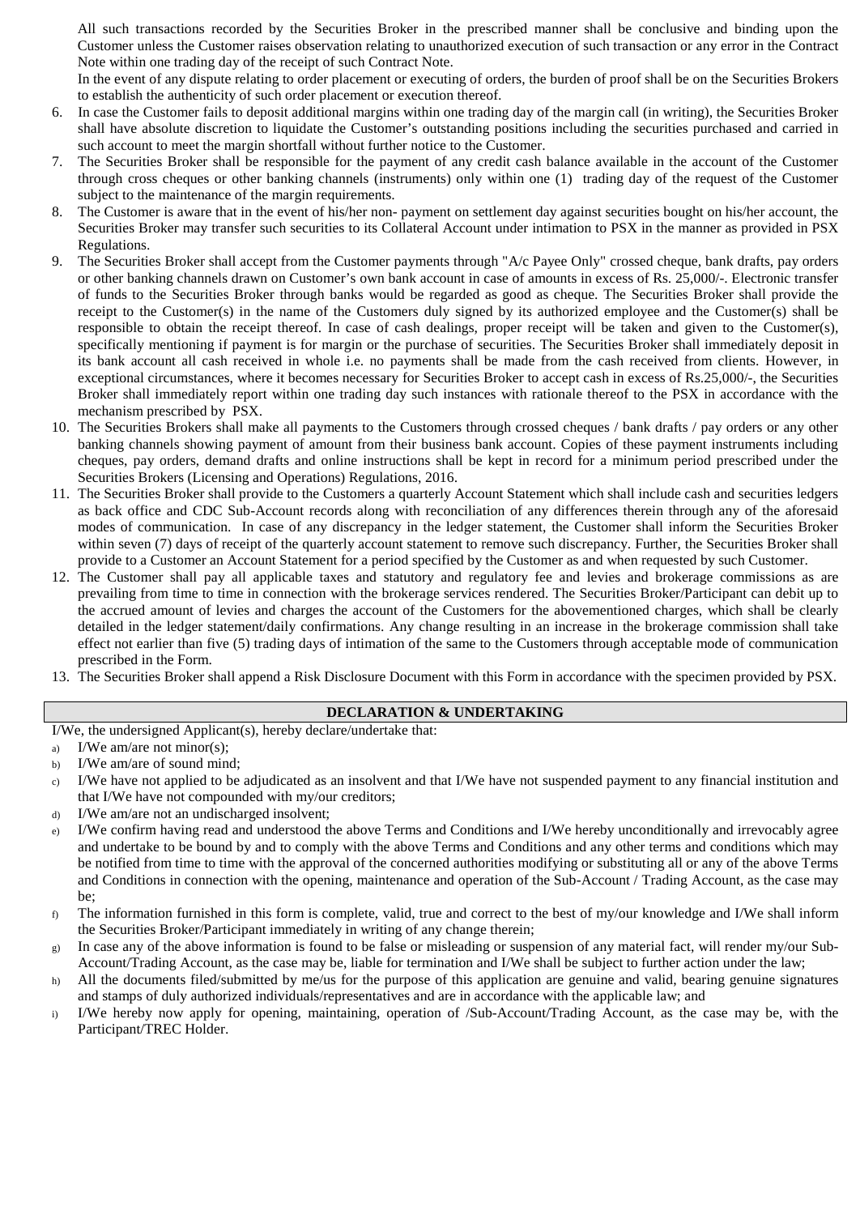All such transactions recorded by the Securities Broker in the prescribed manner shall be conclusive and binding upon the Customer unless the Customer raises observation relating to unauthorized execution of such transaction or any error in the Contract Note within one trading day of the receipt of such Contract Note.

In the event of any dispute relating to order placement or executing of orders, the burden of proof shall be on the Securities Brokers to establish the authenticity of such order placement or execution thereof.

6. In case the Customer fails to deposit additional margins within one trading day of the margin call (in writing), the Securities Broker shall have absolute discretion to liquidate the Customer's outstanding positions including the securities purchased and carried in such account to meet the margin shortfall without further notice to the Customer.
7. The Securities Broker shall be responsible for the payment of any credit cash balance available in the account of the Customer through cross cheques or other banking channels (instruments) only within one (1) trading day of the request of the Customer subject to the maintenance of the margin requirements.
8. The Customer is aware that in the event of his/her non- payment on settlement day against securities bought on his/her account, the Securities Broker may transfer such securities to its Collateral Account under intimation to PSX in the manner as provided in PSX Regulations.
9. The Securities Broker shall accept from the Customer payments through "A/c Payee Only" crossed cheque, bank drafts, pay orders or other banking channels drawn on Customer's own bank account in case of amounts in excess of Rs. 25,000/-. Electronic transfer of funds to the Securities Broker through banks would be regarded as good as cheque. The Securities Broker shall provide the receipt to the Customer(s) in the name of the Customers duly signed by its authorized employee and the Customer(s) shall be responsible to obtain the receipt thereof. In case of cash dealings, proper receipt will be taken and given to the Customer(s), specifically mentioning if payment is for margin or the purchase of securities. The Securities Broker shall immediately deposit in its bank account all cash received in whole i.e. no payments shall be made from the cash received from clients. However, in exceptional circumstances, where it becomes necessary for Securities Broker to accept cash in excess of Rs.25,000/-, the Securities Broker shall immediately report within one trading day such instances with rationale thereof to the PSX in accordance with the mechanism prescribed by PSX.
10. The Securities Brokers shall make all payments to the Customers through crossed cheques / bank drafts / pay orders or any other banking channels showing payment of amount from their business bank account. Copies of these payment instruments including cheques, pay orders, demand drafts and online instructions shall be kept in record for a minimum period prescribed under the Securities Brokers (Licensing and Operations) Regulations, 2016.
11. The Securities Broker shall provide to the Customers a quarterly Account Statement which shall include cash and securities ledgers as back office and CDC Sub-Account records along with reconciliation of any differences therein through any of the aforesaid modes of communication. In case of any discrepancy in the ledger statement, the Customer shall inform the Securities Broker within seven (7) days of receipt of the quarterly account statement to remove such discrepancy. Further, the Securities Broker shall provide to a Customer an Account Statement for a period specified by the Customer as and when requested by such Customer.
12. The Customer shall pay all applicable taxes and statutory and regulatory fee and levies and brokerage commissions as are prevailing from time to time in connection with the brokerage services rendered. The Securities Broker/Participant can debit up to the accrued amount of levies and charges the account of the Customers for the abovementioned charges, which shall be clearly detailed in the ledger statement/daily confirmations. Any change resulting in an increase in the brokerage commission shall take effect not earlier than five (5) trading days of intimation of the same to the Customers through acceptable mode of communication prescribed in the Form.
13. The Securities Broker shall append a Risk Disclosure Document with this Form in accordance with the specimen provided by PSX.

## DECLARATION & UNDERTAKING

I/We, the undersigned Applicant(s), hereby declare/undertake that:

a) I/We am/are not minor(s);
b) I/We am/are of sound mind;
c) I/We have not applied to be adjudicated as an insolvent and that I/We have not suspended payment to any financial institution and that I/We have not compounded with my/our creditors;
d) I/We am/are not an undischarged insolvent;
e) I/We confirm having read and understood the above Terms and Conditions and I/We hereby unconditionally and irrevocably agree and undertake to be bound by and to comply with the above Terms and Conditions and any other terms and conditions which may be notified from time to time with the approval of the concerned authorities modifying or substituting all or any of the above Terms and Conditions in connection with the opening, maintenance and operation of the Sub-Account / Trading Account, as the case may be;
f) The information furnished in this form is complete, valid, true and correct to the best of my/our knowledge and I/We shall inform the Securities Broker/Participant immediately in writing of any change therein;
g) In case any of the above information is found to be false or misleading or suspension of any material fact, will render my/our Sub-Account/Trading Account, as the case may be, liable for termination and I/We shall be subject to further action under the law;
h) All the documents filed/submitted by me/us for the purpose of this application are genuine and valid, bearing genuine signatures and stamps of duly authorized individuals/representatives and are in accordance with the applicable law; and
i) I/We hereby now apply for opening, maintaining, operation of /Sub-Account/Trading Account, as the case may be, with the Participant/TREC Holder.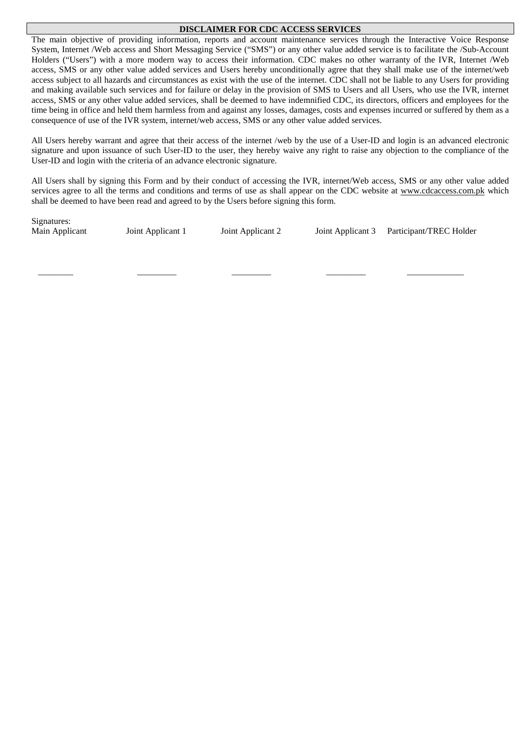## DISCLAIMER FOR CDC ACCESS SERVICES

The main objective of providing information, reports and account maintenance services through the Interactive Voice Response System, Internet /Web access and Short Messaging Service ("SMS") or any other value added service is to facilitate the /Sub-Account Holders ("Users") with a more modern way to access their information. CDC makes no other warranty of the IVR, Internet /Web access, SMS or any other value added services and Users hereby unconditionally agree that they shall make use of the internet/web access subject to all hazards and circumstances as exist with the use of the internet. CDC shall not be liable to any Users for providing and making available such services and for failure or delay in the provision of SMS to Users and all Users, who use the IVR, internet access, SMS or any other value added services, shall be deemed to have indemnified CDC, its directors, officers and employees for the time being in office and held them harmless from and against any losses, damages, costs and expenses incurred or suffered by them as a consequence of use of the IVR system, internet/web access, SMS or any other value added services.

All Users hereby warrant and agree that their access of the internet /web by the use of a User-ID and login is an advanced electronic signature and upon issuance of such User-ID to the user, they hereby waive any right to raise any objection to the compliance of the User-ID and login with the criteria of an advance electronic signature.

All Users shall by signing this Form and by their conduct of accessing the IVR, internet/Web access, SMS or any other value added services agree to all the terms and conditions and terms of use as shall appear on the CDC website at www.cdcaccess.com.pk which shall be deemed to have been read and agreed to by the Users before signing this form.

Signatures:

| Main Applicant | Joint Applicant 1 | Joint Applicant 2 | Joint Applicant 3 | Participant/TREC Holder |
|---|---|---|---|---|
| ________ | _________ | _________ | _________ | _____________ |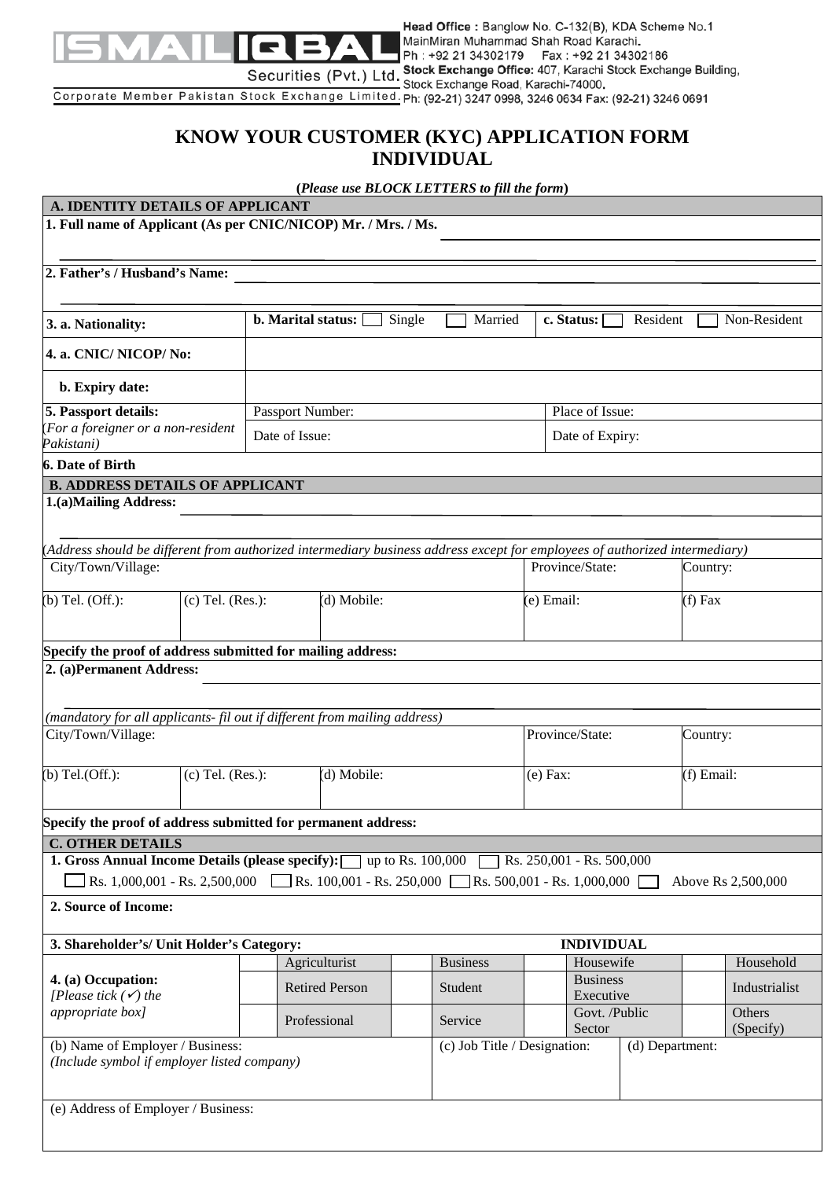ISMAIL IQBAL Securities (Pvt.) Ltd.

Corporate Member Pakistan Stock Exchange Limited.

**Head Office :** Banglow No. C-132(B), KDA Scheme No.1 MainMiran Muhammad Shah Road Karachi.
Ph : +92 21 34302179 Fax : +92 21 34302186
**Stock Exchange Office:** 407, Karachi Stock Exchange Building, Stock Exchange Road, Karachi-74000.
Ph: (92-21) 3247 0998, 3246 0634 Fax: (92-21) 3246 0691

# KNOW YOUR CUSTOMER (KYC) APPLICATION FORM INDIVIDUAL

**(*Please use BLOCK LETTERS to fill the form*)**

## A. IDENTITY DETAILS OF APPLICANT

**1. Full name of Applicant (As per CNIC/NICOP) Mr. / Mrs. / Ms.** ____________________

**2. Father's / Husband's Name:** ____________________

| | | |
|---|---|---|
| **3. a. Nationality:** | **b. Marital status:** ☐ Single ☐ Married | **c. Status:** ☐ Resident ☐ Non-Resident |
| **4. a. CNIC/ NICOP/ No:** | | |
| **b. Expiry date:** | | |
| **5. Passport details:** *(For a foreigner or a non-resident Pakistani)* | Passport Number: | Place of Issue: |
| | Date of Issue: | Date of Expiry: |
| **6. Date of Birth** | | |

## B. ADDRESS DETAILS OF APPLICANT

**1.(a)Mailing Address:** ____________________

*(Address should be different from authorized intermediary business address except for employees of authorized intermediary)*

| City/Town/Village: | | | Province/State: | Country: |
|---|---|---|---|---|
| (b) Tel. (Off.): | (c) Tel. (Res.): | (d) Mobile: | (e) Email: | (f) Fax |

**Specify the proof of address submitted for mailing address:**

**2. (a)Permanent Address:** ____________________

*(mandatory for all applicants- fil out if different from mailing address)*

| City/Town/Village: | | | Province/State: | Country: |
|---|---|---|---|---|
| (b) Tel.(Off.): | (c) Tel. (Res.): | (d) Mobile: | (e) Fax: | (f) Email: |

**Specify the proof of address submitted for permanent address:**

## C. OTHER DETAILS

**1. Gross Annual Income Details (please specify):** ☐ up to Rs. 100,000 ☐ Rs. 250,001 - Rs. 500,000 ☐ Rs. 1,000,001 - Rs. 2,500,000 ☐ Rs. 100,001 - Rs. 250,000 ☐ Rs. 500,001 - Rs. 1,000,000 ☐ Above Rs 2,500,000

**2. Source of Income:**

**3. Shareholder's/ Unit Holder's Category:** **INDIVIDUAL**

| **4. (a) Occupation:** *[Please tick (✓) the appropriate box]* | | | | | | | | |
|---|---|---|---|---|---|---|---|---|
| | ☐ | Agriculturist | ☐ | Business | ☐ | Housewife | ☐ | Household |
| | ☐ | Retired Person | ☐ | Student | ☐ | Business Executive | ☐ | Industrialist |
| | ☐ | Professional | ☐ | Service | ☐ | Govt. /Public Sector | ☐ | Others (Specify) |

| (b) Name of Employer / Business: *(Include symbol if employer listed company)* | (c) Job Title / Designation: | (d) Department: |
|---|---|---|
| | | |

(e) Address of Employer / Business: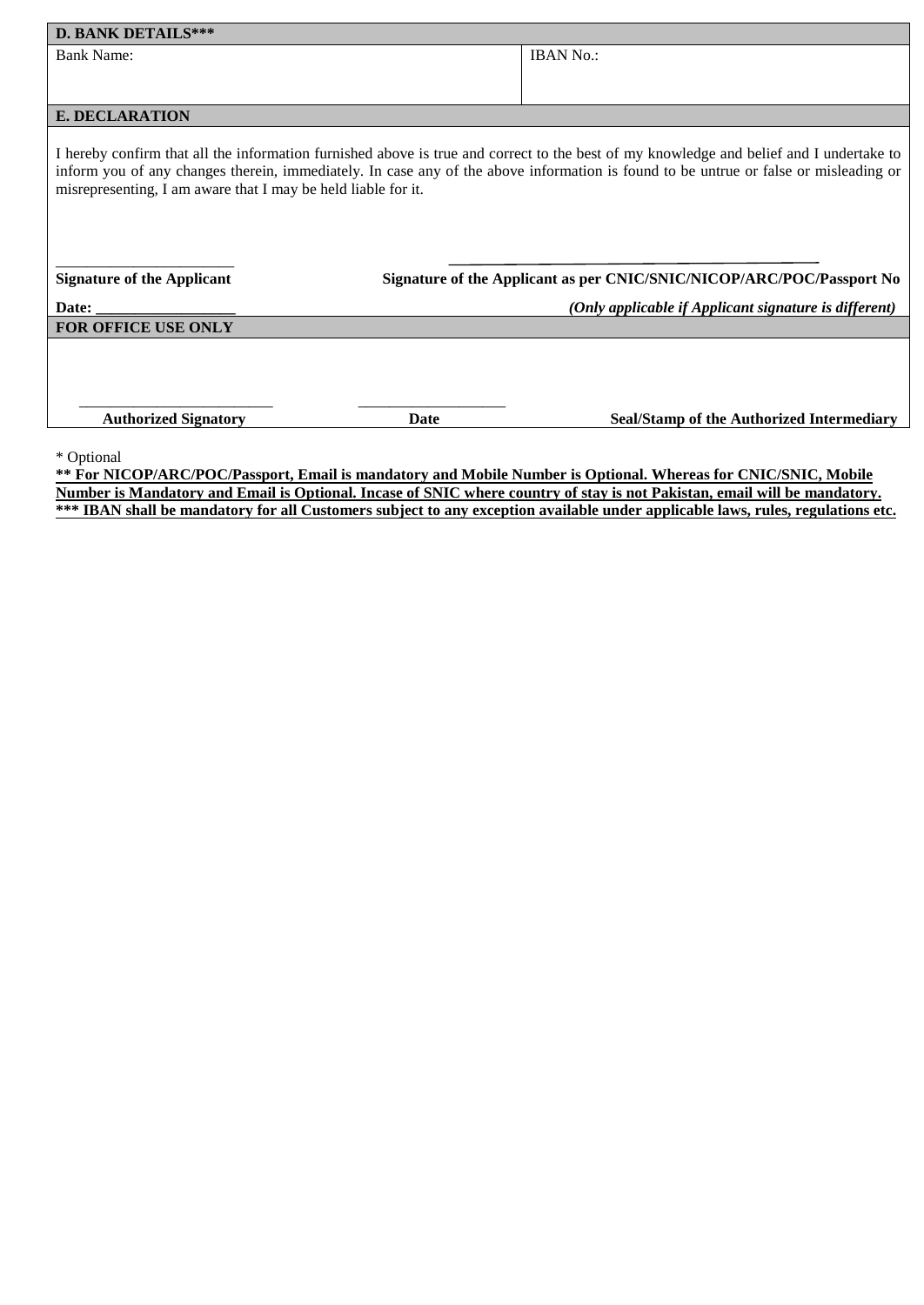| **D. BANK DETAILS*** | |
|---|---|
| Bank Name: | IBAN No.: |

**E. DECLARATION**

I hereby confirm that all the information furnished above is true and correct to the best of my knowledge and belief and I undertake to inform you of any changes therein, immediately. In case any of the above information is found to be untrue or false or misleading or misrepresenting, I am aware that I may be held liable for it.

\_\_\_\_\_\_\_\_\_\_\_\_\_\_\_\_\_\_\_\_\_\_ \_\_\_\_\_\_\_\_\_\_\_\_\_\_\_\_\_\_\_\_\_\_\_\_\_\_\_\_\_\_\_\_\_\_\_\_\_\_\_\_

**Signature of the Applicant** **Signature of the Applicant as per CNIC/SNIC/NICOP/ARC/POC/Passport No**

**Date: \_\_\_\_\_\_\_\_\_\_\_\_\_\_\_\_\_\_** ***(Only applicable if Applicant signature is different)***

**FOR OFFICE USE ONLY**

\_\_\_\_\_\_\_\_\_\_\_\_\_\_\_\_\_\_\_\_\_\_\_\_ \_\_\_\_\_\_\_\_\_\_\_\_\_\_\_\_\_\_\_

**Authorized Signatory** **Date** **Seal/Stamp of the Authorized Intermediary**

\* Optional

**\*\* For NICOP/ARC/POC/Passport, Email is mandatory and Mobile Number is Optional. Whereas for CNIC/SNIC, Mobile Number is Mandatory and Email is Optional. Incase of SNIC where country of stay is not Pakistan, email will be mandatory.**

**\*\*\* IBAN shall be mandatory for all Customers subject to any exception available under applicable laws, rules, regulations etc.**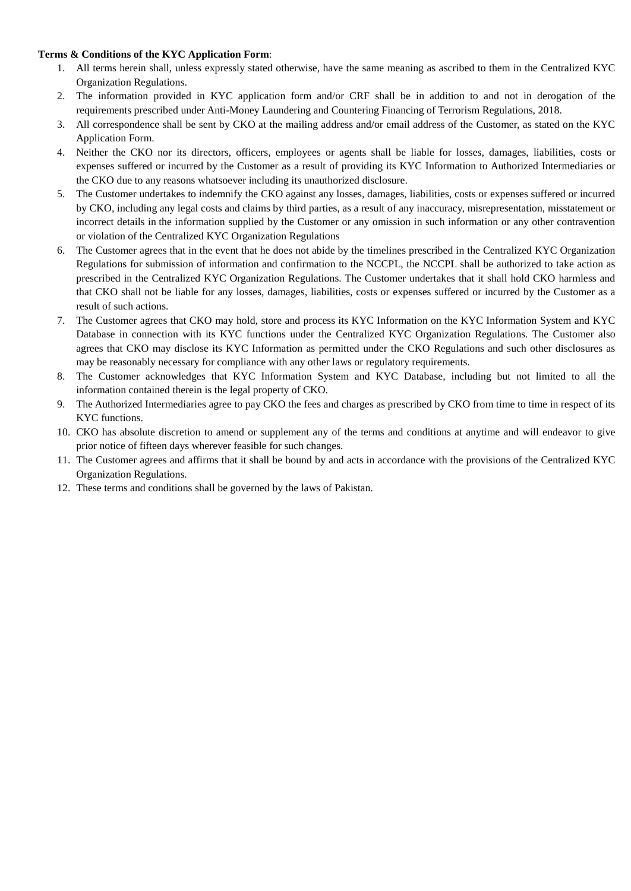**Terms & Conditions of the KYC Application Form**:

1. All terms herein shall, unless expressly stated otherwise, have the same meaning as ascribed to them in the Centralized KYC Organization Regulations.
2. The information provided in KYC application form and/or CRF shall be in addition to and not in derogation of the requirements prescribed under Anti-Money Laundering and Countering Financing of Terrorism Regulations, 2018.
3. All correspondence shall be sent by CKO at the mailing address and/or email address of the Customer, as stated on the KYC Application Form.
4. Neither the CKO nor its directors, officers, employees or agents shall be liable for losses, damages, liabilities, costs or expenses suffered or incurred by the Customer as a result of providing its KYC Information to Authorized Intermediaries or the CKO due to any reasons whatsoever including its unauthorized disclosure.
5. The Customer undertakes to indemnify the CKO against any losses, damages, liabilities, costs or expenses suffered or incurred by CKO, including any legal costs and claims by third parties, as a result of any inaccuracy, misrepresentation, misstatement or incorrect details in the information supplied by the Customer or any omission in such information or any other contravention or violation of the Centralized KYC Organization Regulations
6. The Customer agrees that in the event that he does not abide by the timelines prescribed in the Centralized KYC Organization Regulations for submission of information and confirmation to the NCCPL, the NCCPL shall be authorized to take action as prescribed in the Centralized KYC Organization Regulations. The Customer undertakes that it shall hold CKO harmless and that CKO shall not be liable for any losses, damages, liabilities, costs or expenses suffered or incurred by the Customer as a result of such actions.
7. The Customer agrees that CKO may hold, store and process its KYC Information on the KYC Information System and KYC Database in connection with its KYC functions under the Centralized KYC Organization Regulations. The Customer also agrees that CKO may disclose its KYC Information as permitted under the CKO Regulations and such other disclosures as may be reasonably necessary for compliance with any other laws or regulatory requirements.
8. The Customer acknowledges that KYC Information System and KYC Database, including but not limited to all the information contained therein is the legal property of CKO.
9. The Authorized Intermediaries agree to pay CKO the fees and charges as prescribed by CKO from time to time in respect of its KYC functions.
10. CKO has absolute discretion to amend or supplement any of the terms and conditions at anytime and will endeavor to give prior notice of fifteen days wherever feasible for such changes.
11. The Customer agrees and affirms that it shall be bound by and acts in accordance with the provisions of the Centralized KYC Organization Regulations.
12. These terms and conditions shall be governed by the laws of Pakistan.